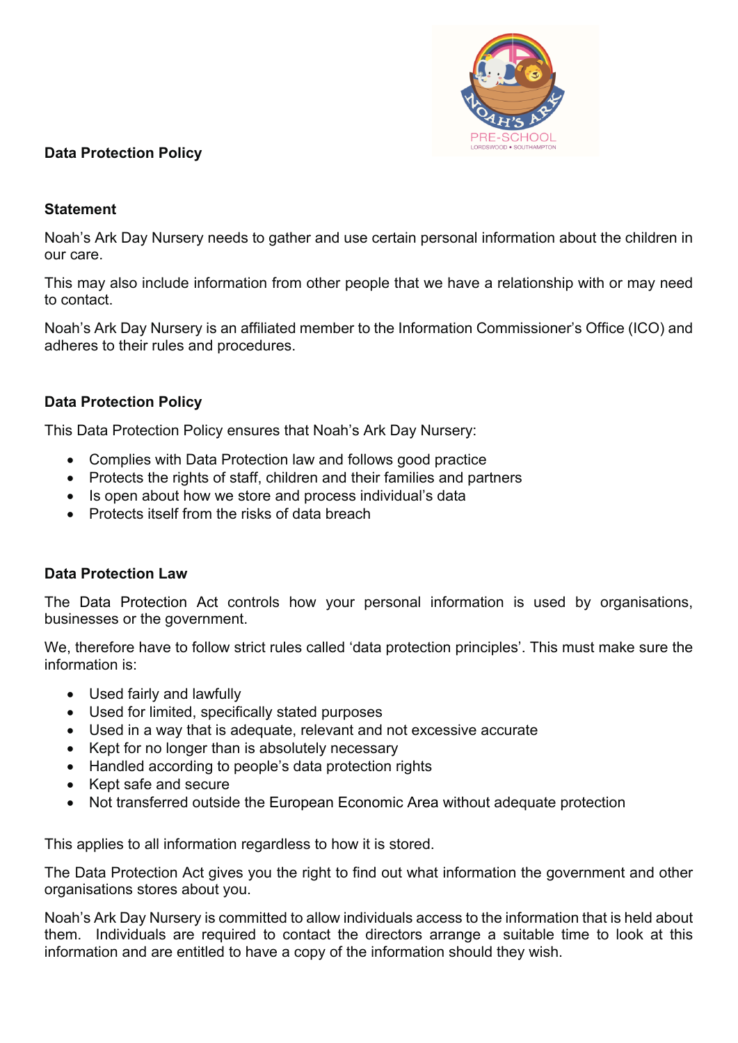# Data Protection Policy

## Statement

Noah's Ark Day Nursery needs to gather and use certain personal information about the children in our care.

This may also include information from other people that we have a relationship with or may need to contact.

Noah's Ark Day Nursery is an affiliated member to the Information Commissioner's Office (ICO) and adheres to their rules and procedures.

## Data Protection Policy

This Data Protection Policy ensures that Noah's Ark Day Nursery:

- Complies with Data Protection law and follows good practice
- Protects the rights of staff, children and their families and partners
- Is open about how we store and process individual's data
- Protects itself from the risks of data breach

## Data Protection Law

The Data Protection Act controls how your personal information is used by organisations, businesses or the government.

We, therefore have to follow strict rules called 'data protection principles'. This must make sure the information is:

- Used fairly and lawfully
- Used for limited, specifically stated purposes
- Used in a way that is adequate, relevant and not excessive accurate
- Kept for no longer than is absolutely necessary
- Handled according to people's data protection rights
- Kept safe and secure
- Not transferred outside the European Economic Area without adequate protection

This applies to all information regardless to how it is stored.

The Data Protection Act gives you the right to find out what information the government and other organisations stores about you.

Noah's Ark Day Nursery is committed to allow individuals access to the information that is held about them. Individuals are required to contact the directors arrange a suitable time to look at this information and are entitled to have a copy of the information should they wish.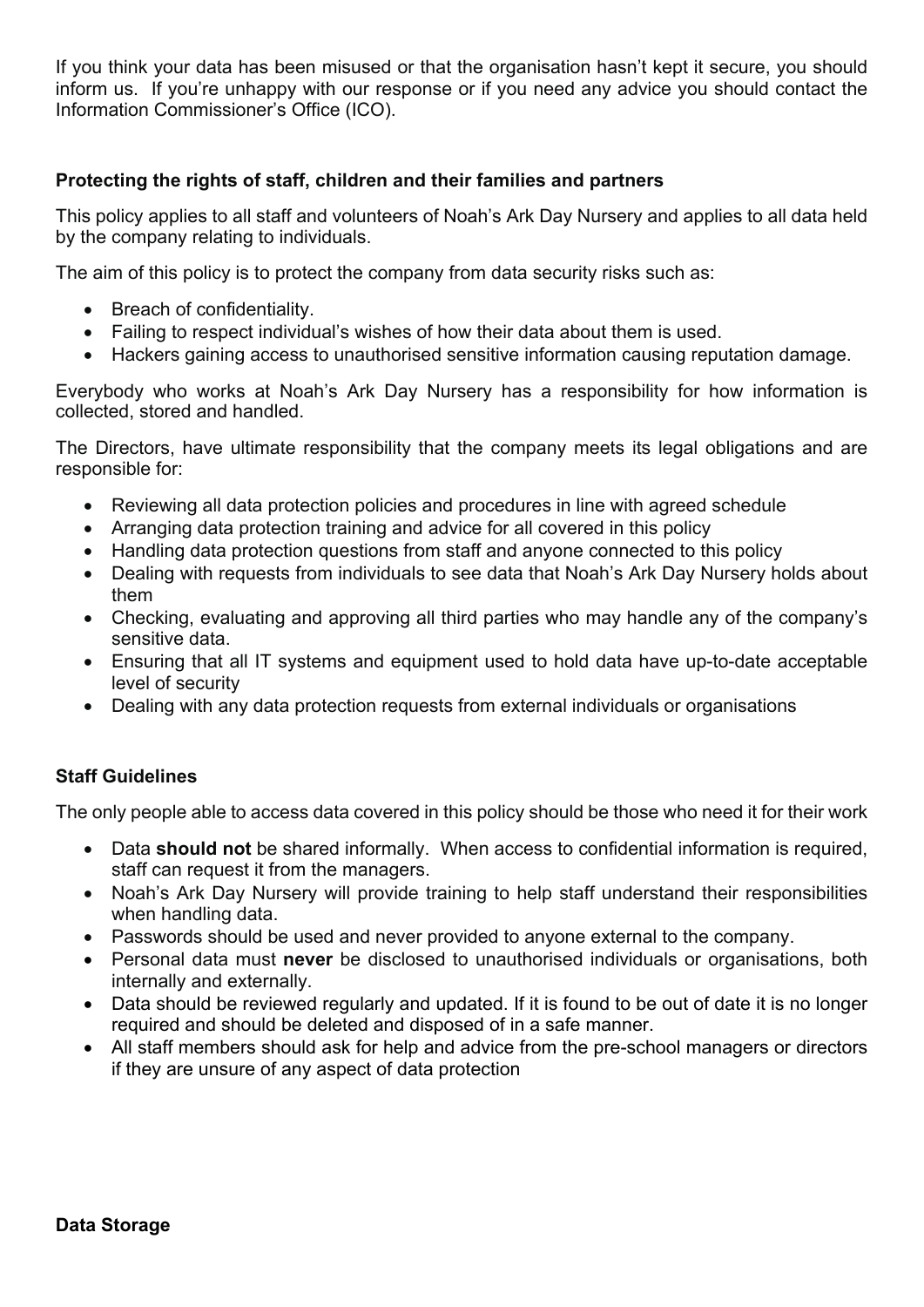If you think your data has been misused or that the organisation hasn't kept it secure, you should inform us. If you're unhappy with our response or if you need any advice you should contact the Information Commissioner's Office (ICO).

### Protecting the rights of staff, children and their families and partners

This policy applies to all staff and volunteers of Noah's Ark Day Nursery and applies to all data held by the company relating to individuals.

The aim of this policy is to protect the company from data security risks such as:

- Breach of confidentiality.
- Failing to respect individual's wishes of how their data about them is used.
- Hackers gaining access to unauthorised sensitive information causing reputation damage.

Everybody who works at Noah's Ark Day Nursery has a responsibility for how information is collected, stored and handled.

The Directors, have ultimate responsibility that the company meets its legal obligations and are responsible for:

- Reviewing all data protection policies and procedures in line with agreed schedule
- Arranging data protection training and advice for all covered in this policy
- Handling data protection questions from staff and anyone connected to this policy
- Dealing with requests from individuals to see data that Noah's Ark Day Nursery holds about them
- Checking, evaluating and approving all third parties who may handle any of the company's sensitive data.
- Ensuring that all IT systems and equipment used to hold data have up-to-date acceptable level of security
- Dealing with any data protection requests from external individuals or organisations

### Staff Guidelines

The only people able to access data covered in this policy should be those who need it for their work

- Data **should not** be shared informally. When access to confidential information is required, staff can request it from the managers.
- Noah's Ark Day Nursery will provide training to help staff understand their responsibilities when handling data.
- Passwords should be used and never provided to anyone external to the company.
- Personal data must **never** be disclosed to unauthorised individuals or organisations, both internally and externally.
- Data should be reviewed regularly and updated. If it is found to be out of date it is no longer required and should be deleted and disposed of in a safe manner.
- All staff members should ask for help and advice from the pre-school managers or directors if they are unsure of any aspect of data protection

### Data Storage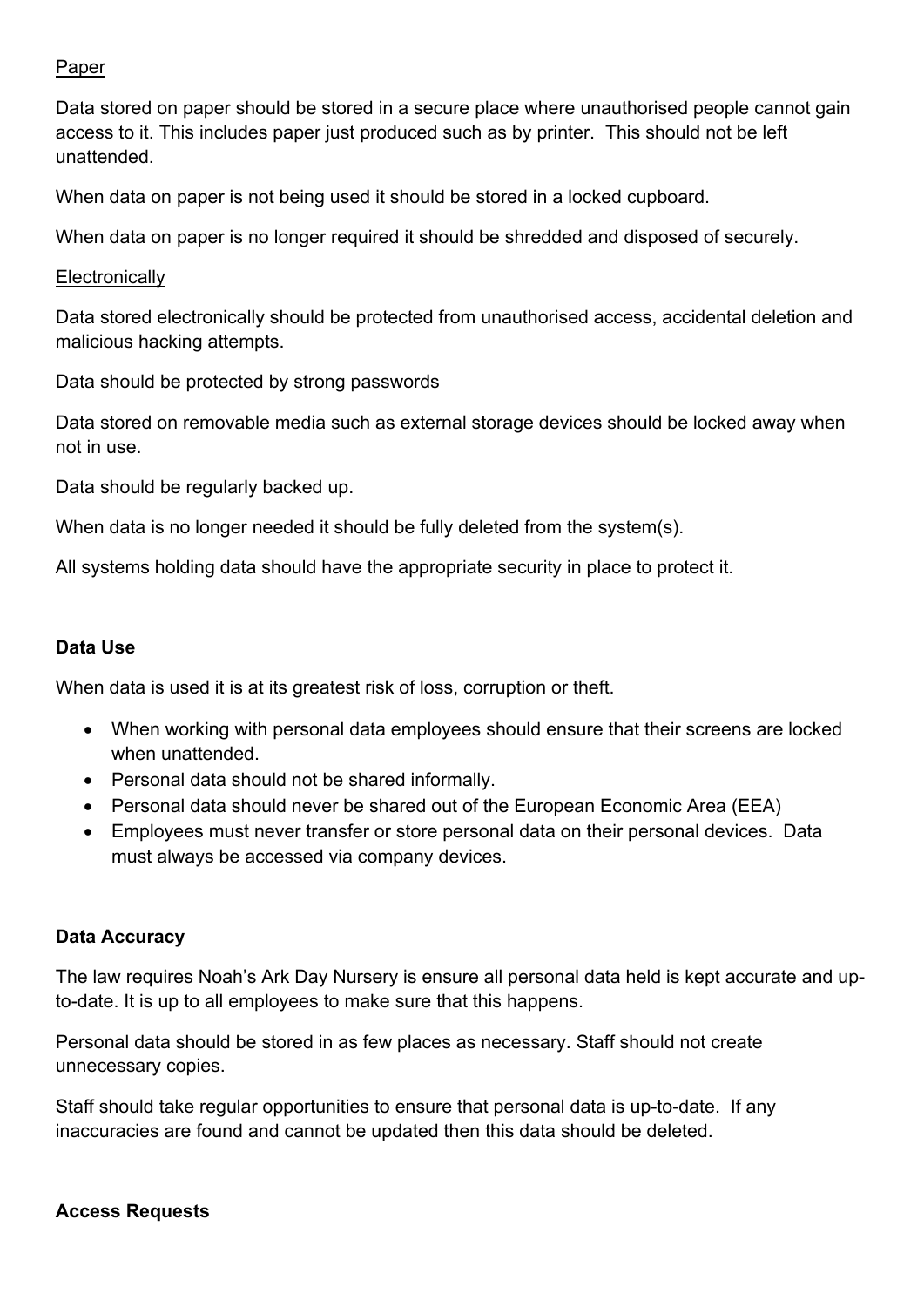<u>Paper</u>

Data stored on paper should be stored in a secure place where unauthorised people cannot gain access to it. This includes paper just produced such as by printer.  This should not be left unattended.

When data on paper is not being used it should be stored in a locked cupboard.

When data on paper is no longer required it should be shredded and disposed of securely.

<u>Electronically</u>

Data stored electronically should be protected from unauthorised access, accidental deletion and malicious hacking attempts.

Data should be protected by strong passwords

Data stored on removable media such as external storage devices should be locked away when not in use.

Data should be regularly backed up.

When data is no longer needed it should be fully deleted from the system(s).

All systems holding data should have the appropriate security in place to protect it.

**Data Use**

When data is used it is at its greatest risk of loss, corruption or theft.

- When working with personal data employees should ensure that their screens are locked when unattended.
- Personal data should not be shared informally.
- Personal data should never be shared out of the European Economic Area (EEA)
- Employees must never transfer or store personal data on their personal devices.  Data must always be accessed via company devices.

**Data Accuracy**

The law requires Noah's Ark Day Nursery is ensure all personal data held is kept accurate and up-to-date. It is up to all employees to make sure that this happens.

Personal data should be stored in as few places as necessary. Staff should not create unnecessary copies.

Staff should take regular opportunities to ensure that personal data is up-to-date.  If any inaccuracies are found and cannot be updated then this data should be deleted.

**Access Requests**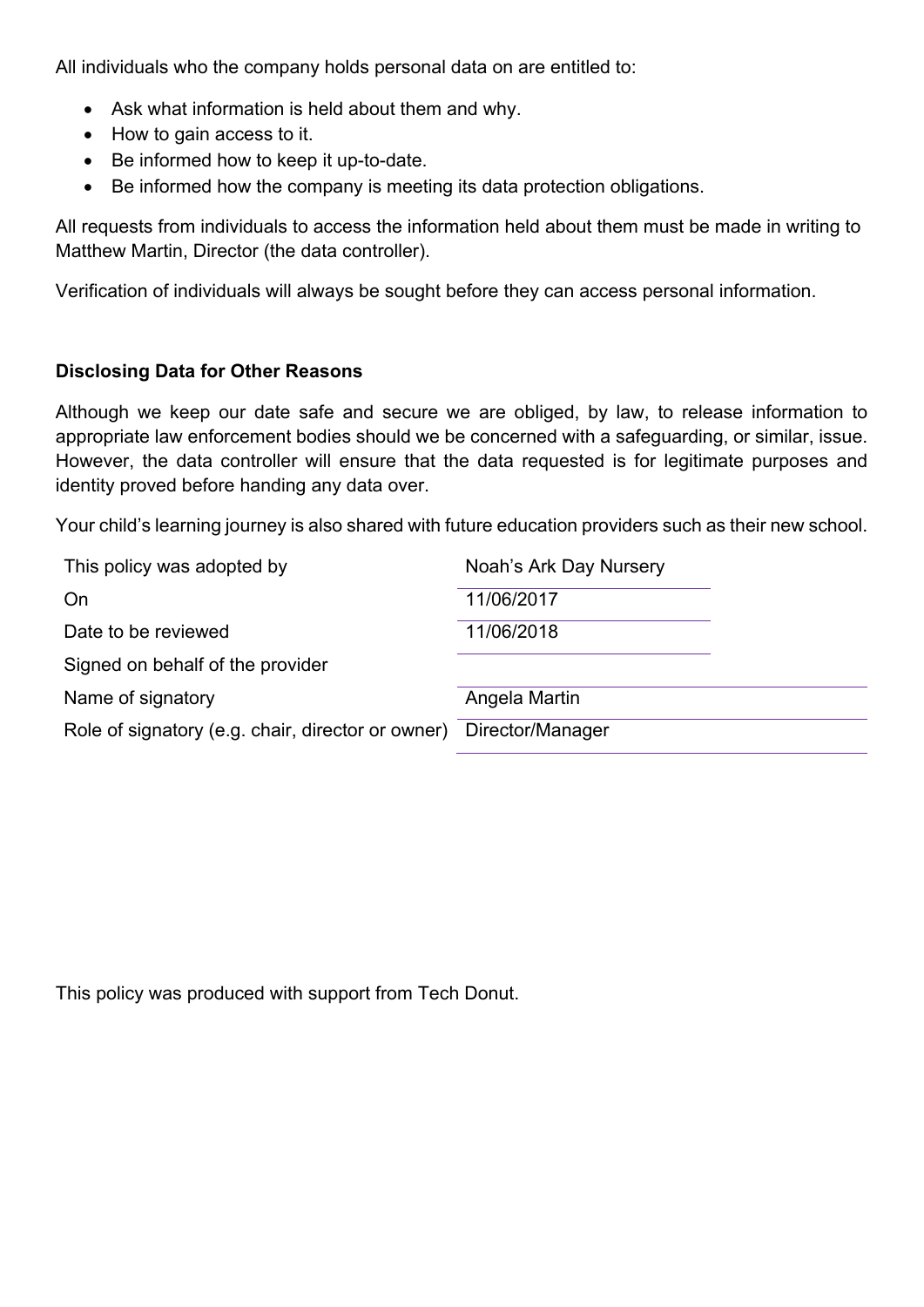All individuals who the company holds personal data on are entitled to:

- Ask what information is held about them and why.
- How to gain access to it.
- Be informed how to keep it up-to-date.
- Be informed how the company is meeting its data protection obligations.

All requests from individuals to access the information held about them must be made in writing to Matthew Martin, Director (the data controller).

Verification of individuals will always be sought before they can access personal information.

**Disclosing Data for Other Reasons**

Although we keep our date safe and secure we are obliged, by law, to release information to appropriate law enforcement bodies should we be concerned with a safeguarding, or similar, issue. However, the data controller will ensure that the data requested is for legitimate purposes and identity proved before handing any data over.

Your child's learning journey is also shared with future education providers such as their new school.

| | |
|---|---|
| This policy was adopted by | Noah's Ark Day Nursery |
| On | 11/06/2017 |
| Date to be reviewed | 11/06/2018 |
| Signed on behalf of the provider | |
| Name of signatory | Angela Martin |
| Role of signatory (e.g. chair, director or owner) | Director/Manager |

This policy was produced with support from Tech Donut.